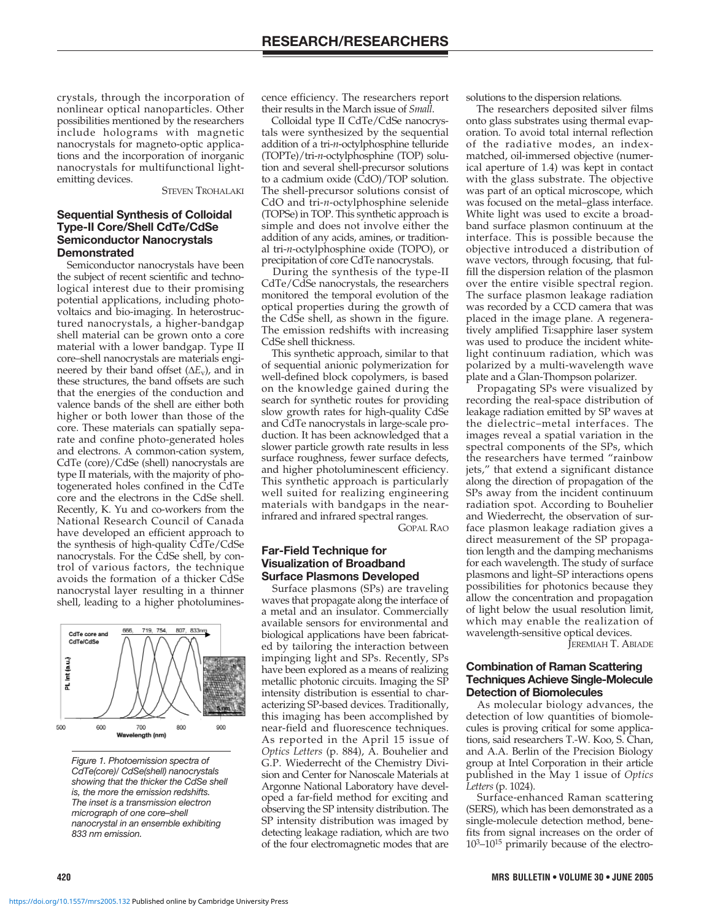crystals, through the incorporation of nonlinear optical nanoparticles. Other possibilities mentioned by the researchers include holograms with magnetic nanocrystals for magneto-optic applications and the incorporation of inorganic nanocrystals for multifunctional light-emitting devices.

STEVEN TROHALAKI

## Sequential Synthesis of Colloidal Type-II Core/Shell CdTe/CdSe Semiconductor Nanocrystals Demonstrated

Semiconductor nanocrystals have been the subject of recent scientific and technological interest due to their promising potential applications, including photovoltaics and bio-imaging. In heterostructured nanocrystals, a higher-bandgap shell material can be grown onto a core material with a lower bandgap. Type II core–shell nanocrystals are materials engineered by their band offset ($\Delta E_v$), and in these structures, the band offsets are such that the energies of the conduction and valence bands of the shell are either both higher or both lower than those of the core. These materials can spatially separate and confine photo-generated holes and electrons. A common-cation system, CdTe (core)/CdSe (shell) nanocrystals are type II materials, with the majority of photogenerated holes confined in the CdTe core and the electrons in the CdSe shell. Recently, K. Yu and co-workers from the National Research Council of Canada have developed an efficient approach to the synthesis of high-quality CdTe/CdSe nanocrystals. For the CdSe shell, by control of various factors, the technique avoids the formation of a thicker CdSe nanocrystal layer resulting in a thinner shell, leading to a higher photoluminescence efficiency. The researchers report their results in the March issue of *Small*.

*Figure 1. Photoemission spectra of CdTe(core)/ CdSe(shell) nanocrystals showing that the thicker the CdSe shell is, the more the emission redshifts. The inset is a transmission electron micrograph of one core–shell nanocrystal in an ensemble exhibiting 833 nm emission.*

Colloidal type II CdTe/CdSe nanocrystals were synthesized by the sequential addition of a tri-*n*-octylphosphine telluride (TOPTe)/tri-*n*-octylphosphine (TOP) solution and several shell-precursor solutions to a cadmium oxide (CdO)/TOP solution. The shell-precursor solutions consist of CdO and tri-*n*-octylphosphine selenide (TOPSe) in TOP. This synthetic approach is simple and does not involve either the addition of any acids, amines, or traditional tri-*n*-octylphosphine oxide (TOPO), or precipitation of core CdTe nanocrystals.

During the synthesis of the type-II CdTe/CdSe nanocrystals, the researchers monitored the temporal evolution of the optical properties during the growth of the CdSe shell, as shown in the figure. The emission redshifts with increasing CdSe shell thickness.

This synthetic approach, similar to that of sequential anionic polymerization for well-defined block copolymers, is based on the knowledge gained during the search for synthetic routes for providing slow growth rates for high-quality CdSe and CdTe nanocrystals in large-scale production. It has been acknowledged that a slower particle growth rate results in less surface roughness, fewer surface defects, and higher photoluminescent efficiency. This synthetic approach is particularly well suited for realizing engineering materials with bandgaps in the near-infrared and infrared spectral ranges.

GOPAL RAO

## Far-Field Technique for Visualization of Broadband Surface Plasmons Developed

Surface plasmons (SPs) are traveling waves that propagate along the interface of a metal and an insulator. Commercially available sensors for environmental and biological applications have been fabricated by tailoring the interaction between impinging light and SPs. Recently, SPs have been explored as a means of realizing metallic photonic circuits. Imaging the SP intensity distribution is essential to characterizing SP-based devices. Traditionally, this imaging has been accomplished by near-field and fluorescence techniques. As reported in the April 15 issue of *Optics Letters* (p. 884), A. Bouhelier and G.P. Wiederrecht of the Chemistry Division and Center for Nanoscale Materials at Argonne National Laboratory have developed a far-field method for exciting and observing the SP intensity distribution. The SP intensity distribution was imaged by detecting leakage radiation, which are two of the four electromagnetic modes that are solutions to the dispersion relations.

The researchers deposited silver films onto glass substrates using thermal evaporation. To avoid total internal reflection of the radiative modes, an index-matched, oil-immersed objective (numerical aperture of 1.4) was kept in contact with the glass substrate. The objective was part of an optical microscope, which was focused on the metal–glass interface. White light was used to excite a broadband surface plasmon continuum at the interface. This is possible because the objective introduced a distribution of wave vectors, through focusing, that fulfill the dispersion relation of the plasmon over the entire visible spectral region. The surface plasmon leakage radiation was recorded by a CCD camera that was placed in the image plane. A regeneratively amplified Ti:sapphire laser system was used to produce the incident white-light continuum radiation, which was polarized by a multi-wavelength wave plate and a Glan-Thompson polarizer.

Propagating SPs were visualized by recording the real-space distribution of leakage radiation emitted by SP waves at the dielectric–metal interfaces. The images reveal a spatial variation in the spectral components of the SPs, which the researchers have termed "rainbow jets," that extend a significant distance along the direction of propagation of the SPs away from the incident continuum radiation spot. According to Bouhelier and Wiederrecht, the observation of surface plasmon leakage radiation gives a direct measurement of the SP propagation length and the damping mechanisms for each wavelength. The study of surface plasmons and light–SP interactions opens possibilities for photonics because they allow the concentration and propagation of light below the usual resolution limit, which may enable the realization of wavelength-sensitive optical devices.

JEREMIAH T. ABIADE

## Combination of Raman Scattering Techniques Achieve Single-Molecule Detection of Biomolecules

As molecular biology advances, the detection of low quantities of biomolecules is proving critical for some applications, said researchers T.-W. Koo, S. Chan, and A.A. Berlin of the Precision Biology group at Intel Corporation in their article published in the May 1 issue of *Optics Letters* (p. 1024).

Surface-enhanced Raman scattering (SERS), which has been demonstrated as a single-molecule detection method, benefits from signal increases on the order of $10^3$–$10^{15}$ primarily because of the electro-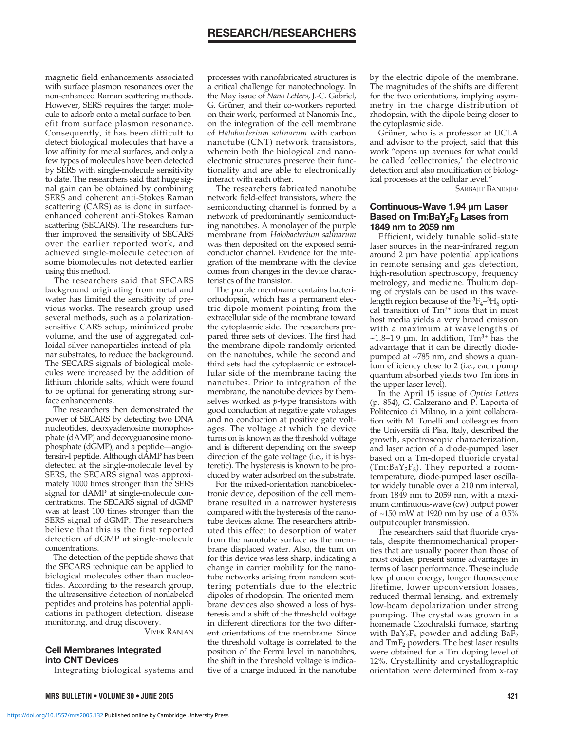magnetic field enhancements associated with surface plasmon resonances over the non-enhanced Raman scattering methods. However, SERS requires the target molecule to adsorb onto a metal surface to benefit from surface plasmon resonance. Consequently, it has been difficult to detect biological molecules that have a low affinity for metal surfaces, and only a few types of molecules have been detected by SERS with single-molecule sensitivity to date. The researchers said that huge signal gain can be obtained by combining SERS and coherent anti-Stokes Raman scattering (CARS) as is done in surface-enhanced coherent anti-Stokes Raman scattering (SECARS). The researchers further improved the sensitivity of SECARS over the earlier reported work, and achieved single-molecule detection of some biomolecules not detected earlier using this method.

The researchers said that SECARS background originating from metal and water has limited the sensitivity of previous works. The research group used several methods, such as a polarization-sensitive CARS setup, minimized probe volume, and the use of aggregated colloidal silver nanoparticles instead of planar substrates, to reduce the background. The SECARS signals of biological molecules were increased by the addition of lithium chloride salts, which were found to be optimal for generating strong surface enhancements.

The researchers then demonstrated the power of SECARS by detecting two DNA nucleotides, deoxyadenosine monophosphate (dAMP) and deoxyguanosine monophosphate (dGMP), and a peptide—angiotensin-I peptide. Although dAMP has been detected at the single-molecule level by SERS, the SECARS signal was approximately 1000 times stronger than the SERS signal for dAMP at single-molecule concentrations. The SECARS signal of dGMP was at least 100 times stronger than the SERS signal of dGMP. The researchers believe that this is the first reported detection of dGMP at single-molecule concentrations.

The detection of the peptide shows that the SECARS technique can be applied to biological molecules other than nucleotides. According to the research group, the ultrasensitive detection of nonlabeled peptides and proteins has potential applications in pathogen detection, disease monitoring, and drug discovery.

VIVEK RANJAN

### Cell Membranes Integrated into CNT Devices

Integrating biological systems and processes with nanofabricated structures is a critical challenge for nanotechnology. In the May issue of *Nano Letters*, J.-C. Gabriel, G. Grüner, and their co-workers reported on their work, performed at Nanomix Inc., on the integration of the cell membrane of *Halobacterium salinarum* with carbon nanotube (CNT) network transistors, wherein both the biological and nanoelectronic structures preserve their functionality and are able to electronically interact with each other.

The researchers fabricated nanotube network field-effect transistors, where the semiconducting channel is formed by a network of predominantly semiconducting nanotubes. A monolayer of the purple membrane from *Halobacterium salinarum* was then deposited on the exposed semiconductor channel. Evidence for the integration of the membrane with the device comes from changes in the device characteristics of the transistor.

The purple membrane contains bacteriorhodopsin, which has a permanent electric dipole moment pointing from the extracellular side of the membrane toward the cytoplasmic side. The researchers prepared three sets of devices. The first had the membrane dipole randomly oriented on the nanotubes, while the second and third sets had the cytoplasmic or extracellular side of the membrane facing the nanotubes. Prior to integration of the membrane, the nanotube devices by themselves worked as *p*-type transistors with good conduction at negative gate voltages and no conduction at positive gate voltages. The voltage at which the device turns on is known as the threshold voltage and is different depending on the sweep direction of the gate voltage (i.e., it is hysteretic). The hysteresis is known to be produced by water adsorbed on the substrate.

For the mixed-orientation nanobioelectronic device, deposition of the cell membrane resulted in a narrower hysteresis compared with the hysteresis of the nanotube devices alone. The researchers attributed this effect to desorption of water from the nanotube surface as the membrane displaced water. Also, the turn on for this device was less sharp, indicating a change in carrier mobility for the nanotube networks arising from random scattering potentials due to the electric dipoles of rhodopsin. The oriented membrane devices also showed a loss of hysteresis and a shift of the threshold voltage in different directions for the two different orientations of the membrane. Since the threshold voltage is correlated to the position of the Fermi level in nanotubes, the shift in the threshold voltage is indicative of a charge induced in the nanotube by the electric dipole of the membrane. The magnitudes of the shifts are different for the two orientations, implying asymmetry in the charge distribution of rhodopsin, with the dipole being closer to the cytoplasmic side.

Grüner, who is a professor at UCLA and advisor to the project, said that this work "opens up avenues for what could be called 'cellectronics,' the electronic detection and also modification of biological processes at the cellular level."

SARBAJIT BANERJEE

### Continuous-Wave 1.94 μm Laser Based on $Tm:BaY_2F_8$ Lases from 1849 nm to 2059 nm

Efficient, widely tunable solid-state laser sources in the near-infrared region around 2 μm have potential applications in remote sensing and gas detection, high-resolution spectroscopy, frequency metrology, and medicine. Thulium doping of crystals can be used in this wavelength region because of the $^3F_4$–$^3H_6$ optical transition of $Tm^{3+}$ ions that in most host media yields a very broad emission with a maximum at wavelengths of ~1.8–1.9 μm. In addition, $Tm^{3+}$ has the advantage that it can be directly diode-pumped at ~785 nm, and shows a quantum efficiency close to 2 (i.e., each pump quantum absorbed yields two Tm ions in the upper laser level).

In the April 15 issue of *Optics Letters* (p. 854), G. Galzerano and P. Laporta of Politecnico di Milano, in a joint collaboration with M. Tonelli and colleagues from the Università di Pisa, Italy, described the growth, spectroscopic characterization, and laser action of a diode-pumped laser based on a Tm-doped fluoride crystal ($Tm:BaY_2F_8$). They reported a room-temperature, diode-pumped laser oscillator widely tunable over a 210 nm interval, from 1849 nm to 2059 nm, with a maximum continuous-wave (cw) output power of ~150 mW at 1920 nm by use of a 0.5% output coupler transmission.

The researchers said that fluoride crystals, despite thermomechanical properties that are usually poorer than those of most oxides, present some advantages in terms of laser performance. These include low phonon energy, longer fluorescence lifetime, lower upconversion losses, reduced thermal lensing, and extremely low-beam depolarization under strong pumping. The crystal was grown in a homemade Czochralski furnace, starting with $BaY_2F_8$ powder and adding $BaF_2$ and $TmF_2$ powders. The best laser results were obtained for a Tm doping level of 12%. Crystallinity and crystallographic orientation were determined from x-ray